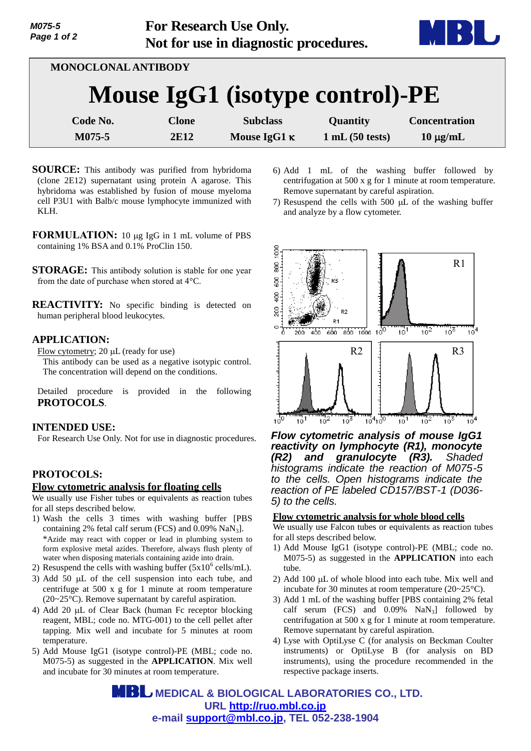For Research Use Only.
Not for use in diagnostic procedures.

MONOCLONAL ANTIBODY

# Mouse IgG1 (isotype control)-PE

| Code No. | Clone | Subclass | Quantity | Concentration |
|---|---|---|---|---|
| M075-5 | 2E12 | Mouse IgG1 κ | 1 mL (50 tests) | 10 μg/mL |

**SOURCE:** This antibody was purified from hybridoma (clone 2E12) supernatant using protein A agarose. This hybridoma was established by fusion of mouse myeloma cell P3U1 with Balb/c mouse lymphocyte immunized with KLH.

**FORMULATION:** 10 μg IgG in 1 mL volume of PBS containing 1% BSA and 0.1% ProClin 150.

**STORAGE:** This antibody solution is stable for one year from the date of purchase when stored at 4°C.

**REACTIVITY:** No specific binding is detected on human peripheral blood leukocytes.

**APPLICATION:**

Flow cytometry; 20 μL (ready for use)
This antibody can be used as a negative isotypic control. The concentration will depend on the conditions.

Detailed procedure is provided in the following **PROTOCOLS**.

**INTENDED USE:**

For Research Use Only. Not for use in diagnostic procedures.

**PROTOCOLS:**

**Flow cytometric analysis for floating cells**

We usually use Fisher tubes or equivalents as reaction tubes for all steps described below.

1) Wash the cells 3 times with washing buffer [PBS containing 2% fetal calf serum (FCS) and 0.09% $NaN_3$].
   *Azide may react with copper or lead in plumbing system to form explosive metal azides. Therefore, always flush plenty of water when disposing materials containing azide into drain.
2) Resuspend the cells with washing buffer ($5x10^6$ cells/mL).
3) Add 50 μL of the cell suspension into each tube, and centrifuge at 500 x g for 1 minute at room temperature (20~25°C). Remove supernatant by careful aspiration.
4) Add 20 μL of Clear Back (human Fc receptor blocking reagent, MBL; code no. MTG-001) to the cell pellet after tapping. Mix well and incubate for 5 minutes at room temperature.
5) Add Mouse IgG1 (isotype control)-PE (MBL; code no. M075-5) as suggested in the **APPLICATION**. Mix well and incubate for 30 minutes at room temperature.
6) Add 1 mL of the washing buffer followed by centrifugation at 500 x g for 1 minute at room temperature. Remove supernatant by careful aspiration.
7) Resuspend the cells with 500 μL of the washing buffer and analyze by a flow cytometer.

*Flow cytometric analysis of mouse IgG1 reactivity on lymphocyte (R1), monocyte (R2) and granulocyte (R3). Shaded histograms indicate the reaction of M075-5 to the cells. Open histograms indicate the reaction of PE labeled CD157/BST-1 (D036-5) to the cells.*

**Flow cytometric analysis for whole blood cells**

We usually use Falcon tubes or equivalents as reaction tubes for all steps described below.

1) Add Mouse IgG1 (isotype control)-PE (MBL; code no. M075-5) as suggested in the **APPLICATION** into each tube.
2) Add 100 μL of whole blood into each tube. Mix well and incubate for 30 minutes at room temperature (20~25°C).
3) Add 1 mL of the washing buffer [PBS containing 2% fetal calf serum (FCS) and 0.09% $NaN_3$] followed by centrifugation at 500 x g for 1 minute at room temperature. Remove supernatant by careful aspiration.
4) Lyse with OptiLyse C (for analysis on Beckman Coulter instruments) or OptiLyse B (for analysis on BD instruments), using the procedure recommended in the respective package inserts.

MBL MEDICAL & BIOLOGICAL LABORATORIES CO., LTD.
URL http://ruo.mbl.co.jp
e-mail support@mbl.co.jp, TEL 052-238-1904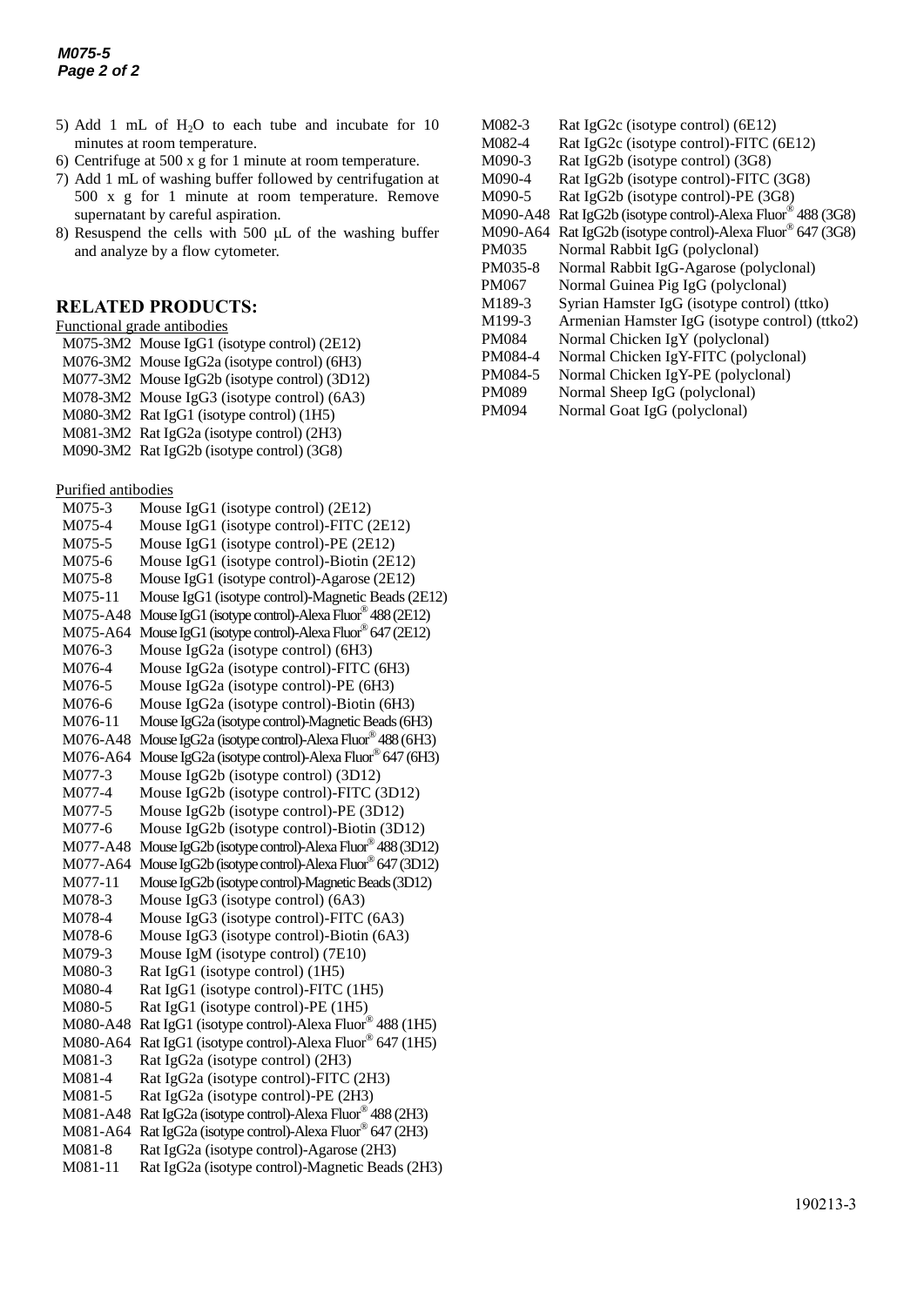5) Add 1 mL of $H_2O$ to each tube and incubate for 10 minutes at room temperature.
6) Centrifuge at 500 x g for 1 minute at room temperature.
7) Add 1 mL of washing buffer followed by centrifugation at 500 x g for 1 minute at room temperature. Remove supernatant by careful aspiration.
8) Resuspend the cells with 500 μL of the washing buffer and analyze by a flow cytometer.

## RELATED PRODUCTS:

Functional grade antibodies

| | |
|---|---|
| M075-3M2 | Mouse IgG1 (isotype control) (2E12) |
| M076-3M2 | Mouse IgG2a (isotype control) (6H3) |
| M077-3M2 | Mouse IgG2b (isotype control) (3D12) |
| M078-3M2 | Mouse IgG3 (isotype control) (6A3) |
| M080-3M2 | Rat IgG1 (isotype control) (1H5) |
| M081-3M2 | Rat IgG2a (isotype control) (2H3) |
| M090-3M2 | Rat IgG2b (isotype control) (3G8) |

Purified antibodies

| | |
|---|---|
| M075-3 | Mouse IgG1 (isotype control) (2E12) |
| M075-4 | Mouse IgG1 (isotype control)-FITC (2E12) |
| M075-5 | Mouse IgG1 (isotype control)-PE (2E12) |
| M075-6 | Mouse IgG1 (isotype control)-Biotin (2E12) |
| M075-8 | Mouse IgG1 (isotype control)-Agarose (2E12) |
| M075-11 | Mouse IgG1 (isotype control)-Magnetic Beads (2E12) |
| M075-A48 | Mouse IgG1 (isotype control)-Alexa Fluor® 488 (2E12) |
| M075-A64 | Mouse IgG1 (isotype control)-Alexa Fluor® 647 (2E12) |
| M076-3 | Mouse IgG2a (isotype control) (6H3) |
| M076-4 | Mouse IgG2a (isotype control)-FITC (6H3) |
| M076-5 | Mouse IgG2a (isotype control)-PE (6H3) |
| M076-6 | Mouse IgG2a (isotype control)-Biotin (6H3) |
| M076-11 | Mouse IgG2a (isotype control)-Magnetic Beads (6H3) |
| M076-A48 | Mouse IgG2a (isotype control)-Alexa Fluor® 488 (6H3) |
| M076-A64 | Mouse IgG2a (isotype control)-Alexa Fluor® 647 (6H3) |
| M077-3 | Mouse IgG2b (isotype control) (3D12) |
| M077-4 | Mouse IgG2b (isotype control)-FITC (3D12) |
| M077-5 | Mouse IgG2b (isotype control)-PE (3D12) |
| M077-6 | Mouse IgG2b (isotype control)-Biotin (3D12) |
| M077-A48 | Mouse IgG2b (isotype control)-Alexa Fluor® 488 (3D12) |
| M077-A64 | Mouse IgG2b (isotype control)-Alexa Fluor® 647 (3D12) |
| M077-11 | Mouse IgG2b (isotype control)-Magnetic Beads (3D12) |
| M078-3 | Mouse IgG3 (isotype control) (6A3) |
| M078-4 | Mouse IgG3 (isotype control)-FITC (6A3) |
| M078-6 | Mouse IgG3 (isotype control)-Biotin (6A3) |
| M079-3 | Mouse IgM (isotype control) (7E10) |
| M080-3 | Rat IgG1 (isotype control) (1H5) |
| M080-4 | Rat IgG1 (isotype control)-FITC (1H5) |
| M080-5 | Rat IgG1 (isotype control)-PE (1H5) |
| M080-A48 | Rat IgG1 (isotype control)-Alexa Fluor® 488 (1H5) |
| M080-A64 | Rat IgG1 (isotype control)-Alexa Fluor® 647 (1H5) |
| M081-3 | Rat IgG2a (isotype control) (2H3) |
| M081-4 | Rat IgG2a (isotype control)-FITC (2H3) |
| M081-5 | Rat IgG2a (isotype control)-PE (2H3) |
| M081-A48 | Rat IgG2a (isotype control)-Alexa Fluor® 488 (2H3) |
| M081-A64 | Rat IgG2a (isotype control)-Alexa Fluor® 647 (2H3) |
| M081-8 | Rat IgG2a (isotype control)-Agarose (2H3) |
| M081-11 | Rat IgG2a (isotype control)-Magnetic Beads (2H3) |
| M082-3 | Rat IgG2c (isotype control) (6E12) |
| M082-4 | Rat IgG2c (isotype control)-FITC (6E12) |
| M090-3 | Rat IgG2b (isotype control) (3G8) |
| M090-4 | Rat IgG2b (isotype control)-FITC (3G8) |
| M090-5 | Rat IgG2b (isotype control)-PE (3G8) |
| M090-A48 | Rat IgG2b (isotype control)-Alexa Fluor® 488 (3G8) |
| M090-A64 | Rat IgG2b (isotype control)-Alexa Fluor® 647 (3G8) |
| PM035 | Normal Rabbit IgG (polyclonal) |
| PM035-8 | Normal Rabbit IgG-Agarose (polyclonal) |
| PM067 | Normal Guinea Pig IgG (polyclonal) |
| M189-3 | Syrian Hamster IgG (isotype control) (ttko) |
| M199-3 | Armenian Hamster IgG (isotype control) (ttko2) |
| PM084 | Normal Chicken IgY (polyclonal) |
| PM084-4 | Normal Chicken IgY-FITC (polyclonal) |
| PM084-5 | Normal Chicken IgY-PE (polyclonal) |
| PM089 | Normal Sheep IgG (polyclonal) |
| PM094 | Normal Goat IgG (polyclonal) |

190213-3